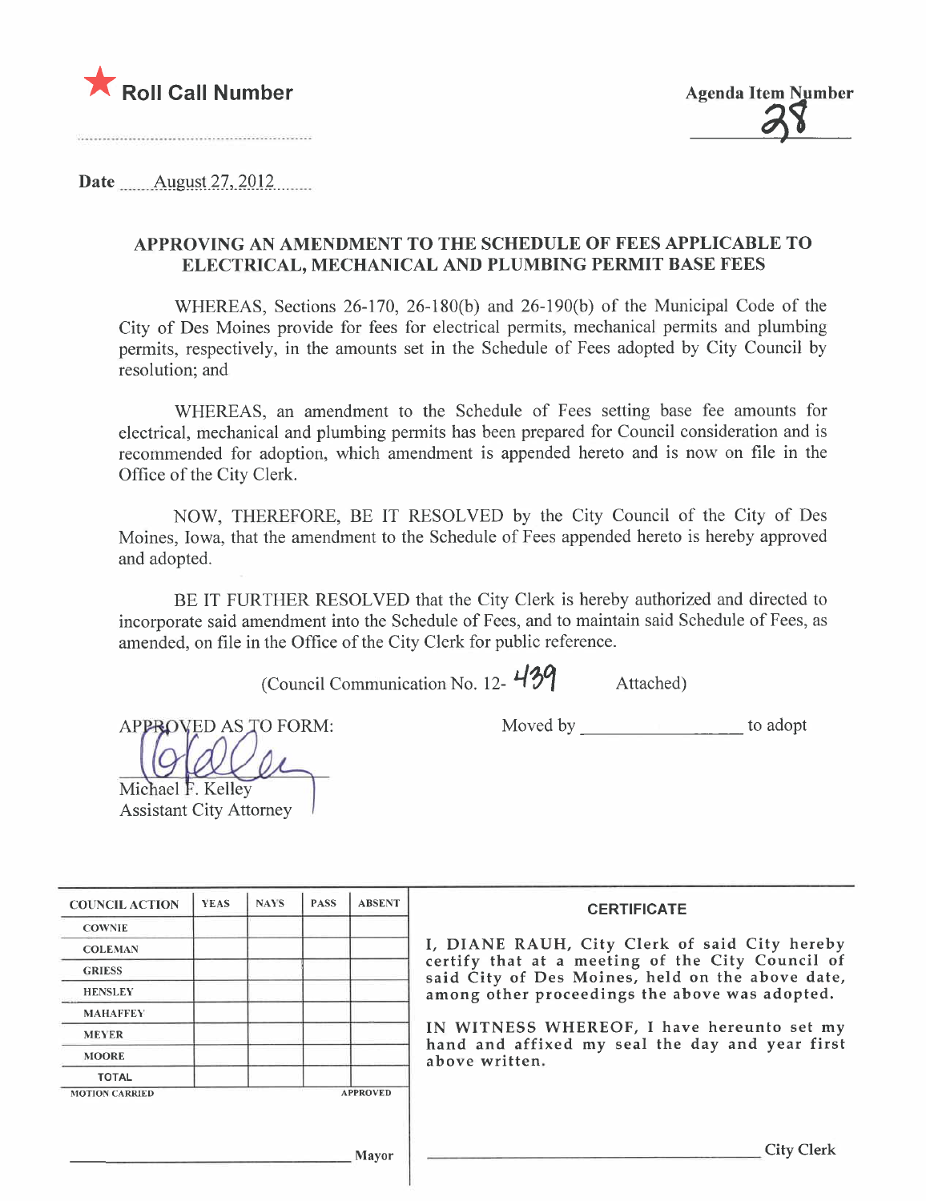★ **Roll Call Number**

**Agenda Item Number**
28

Date August 27, 2012

## APPROVING AN AMENDMENT TO THE SCHEDULE OF FEES APPLICABLE TO ELECTRICAL, MECHANICAL AND PLUMBING PERMIT BASE FEES

WHEREAS, Sections 26-170, 26-180(b) and 26-190(b) of the Municipal Code of the City of Des Moines provide for fees for electrical permits, mechanical permits and plumbing permits, respectively, in the amounts set in the Schedule of Fees adopted by City Council by resolution; and

WHEREAS, an amendment to the Schedule of Fees setting base fee amounts for electrical, mechanical and plumbing permits has been prepared for Council consideration and is recommended for adoption, which amendment is appended hereto and is now on file in the Office of the City Clerk.

NOW, THEREFORE, BE IT RESOLVED by the City Council of the City of Des Moines, Iowa, that the amendment to the Schedule of Fees appended hereto is hereby approved and adopted.

BE IT FURTHER RESOLVED that the City Clerk is hereby authorized and directed to incorporate said amendment into the Schedule of Fees, and to maintain said Schedule of Fees, as amended, on file in the Office of the City Clerk for public reference.

(Council Communication No. 12- 439 Attached)

APPROVED AS TO FORM:

Michael F. Kelley
Assistant City Attorney

Moved by ________________ to adopt

| COUNCIL ACTION | YEAS | NAYS | PASS | ABSENT |
|---|---|---|---|---|
| COWNIE | | | | |
| COLEMAN | | | | |
| GRIESS | | | | |
| HENSLEY | | | | |
| MAHAFFEY | | | | |
| MEYER | | | | |
| MOORE | | | | |
| TOTAL | | | | |

MOTION CARRIED APPROVED

________________ Mayor

**CERTIFICATE**

I, DIANE RAUH, City Clerk of said City hereby certify that at a meeting of the City Council of said City of Des Moines, held on the above date, among other proceedings the above was adopted.

IN WITNESS WHEREOF, I have hereunto set my hand and affixed my seal the day and year first above written.

________________ City Clerk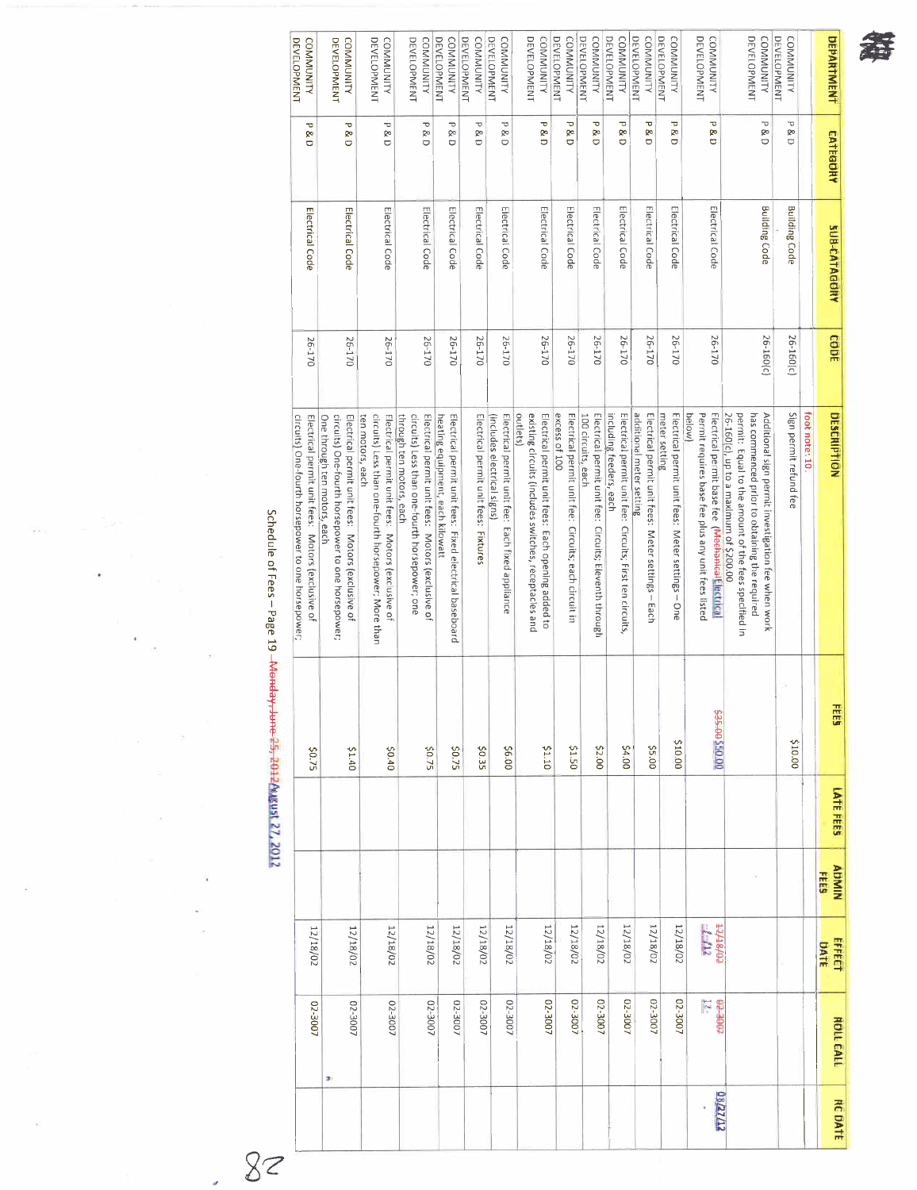| DEPARTMENT | CATEGORY | SUB-CATEGORY | CODE | DESCRIPTION | FEES | LATE FEES | ADMIN FEES | EFFECT DATE | ROLL CALL | RC DATE |
|---|---|---|---|---|---|---|---|---|---|---|
| | | | | foot note: 10. | | | | | | |
| COMMUNITY DEVELOPMENT | P & D | Building Code | 26-160(c) | Sign permit refund fee | $10.00 | | | | | |
| COMMUNITY DEVELOPMENT | P & D | Building Code | 26-160(c) | Additional sign permit investigation fee when work has commenced prior to obtaining the required permit: Equal to the amount of the fees specified in 26-160(c), up to a maximum of $200.00 | | | | | | |
| COMMUNITY DEVELOPMENT | P & D | Electrical Code | 26-170 | Electrical permit base fee (~~Mechanical~~ Electrical Permit requires base fee plus any unit fees listed below) | ~~$35.00~~ $50.00 | | | ~~12/18/02~~ 7-1-12 | ~~02-3007~~ 12- | 08/27/12 |
| COMMUNITY DEVELOPMENT | P & D | Electrical Code | 26-170 | Electrical permit unit fees: Meter settings – One meter setting | $10.00 | | | 12/18/02 | 02-3007 | |
| COMMUNITY DEVELOPMENT | P & D | Electrical Code | 26-170 | Electrical permit unit fees: Meter settings – Each additional meter setting | $5.00 | | | 12/18/02 | 02-3007 | |
| COMMUNITY DEVELOPMENT | P & D | Electrical Code | 26-170 | Electrical permit unit fee: Circuits, First ten circuits, including feeders, each | $4.00 | | | 12/18/02 | 02-3007 | |
| COMMUNITY DEVELOPMENT | P & D | Electrical Code | 26-170 | Electrical permit unit fee: Circuits; Eleventh through 100 circuits, each | $2.00 | | | 12/18/02 | 02-3007 | |
| COMMUNITY DEVELOPMENT | P & D | Electrical Code | 26-170 | Electrical permit unit fee: Circuits; each circuit in excess of 100 | $1.50 | | | 12/18/02 | 02-3007 | |
| COMMUNITY DEVELOPMENT | P & D | Electrical Code | 26-170 | Electrical permit unit fees: Each opening added to existing circuits (includes switches, receptacles and outlets) | $1.10 | | | 12/18/02 | 02-3007 | |
| COMMUNITY DEVELOPMENT | P & D | Electrical Code | 26-170 | Electrical permit unit fee: Each fixed appliance (includes electrical signs) | $6.00 | | | 12/18/02 | 02-3007 | |
| COMMUNITY DEVELOPMENT | P & D | Electrical Code | 26-170 | Electrical permit unit fees: Fixtures | $0.35 | | | 12/18/02 | 02-3007 | |
| COMMUNITY DEVELOPMENT | P & D | Electrical Code | 26-170 | Electrical permit unit fees: Fixed electrical baseboard heating equipment, each kilowatt | $0.75 | | | 12/18/02 | 02-3007 | |
| COMMUNITY DEVELOPMENT | P & D | Electrical Code | 26-170 | Electrical permit unit fees: Motors (exclusive of circuits) Less than one-fourth horsepower; one through ten motors, each | $0.75 | | | 12/18/02 | 02-3007 | |
| COMMUNITY DEVELOPMENT | P & D | Electrical Code | 26-170 | Electrical permit unit fees: Motors (exclusive of circuits) Less than one-fourth horsepower; More than ten motors, each | $0.40 | | | 12/18/02 | 02-3007 | |
| COMMUNITY DEVELOPMENT | P & D | Electrical Code | 26-170 | Electrical permit unit fees: Motors (exclusive of circuits) One-fourth horsepower to one horsepower; One through ten motors, each | $1.40 | | | 12/18/02 | 02-3007 | |
| COMMUNITY DEVELOPMENT | P & D | Electrical Code | 26-170 | Electrical permit unit fees: Motors (exclusive of circuits) One-fourth horsepower to one horsepower; | $0.75 | | | 12/18/02 | 02-3007 | |

Schedule of Fees – Page 19 ~~Monday, June 25, 2012~~ August 27, 2012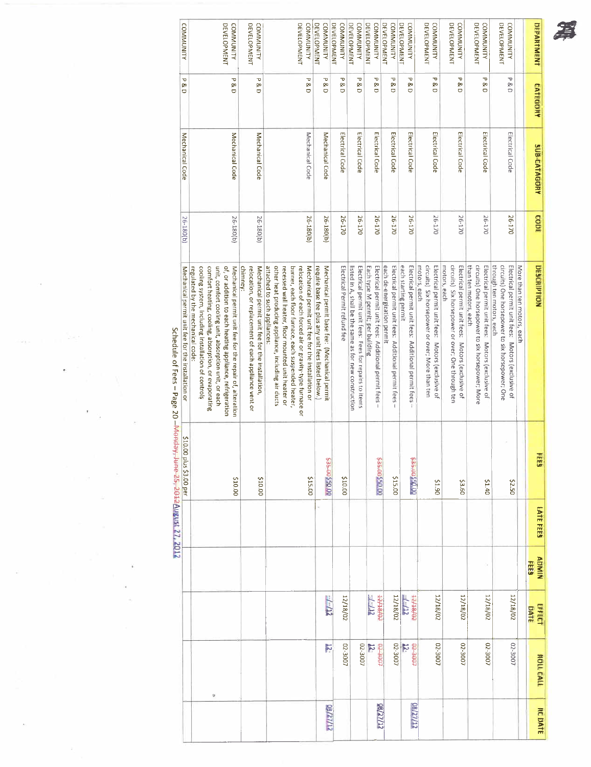| DEPARTMENT | CATEGORY | SUB-CATAGORY | CODE | DESCRIPTION | FEES | LATE FEES | ADMIN FEES | EFFECT DATE | ROLL CALL | RC DATE |
|---|---|---|---|---|---|---|---|---|---|---|
| | | | | More than ten motors, each | | | | | | |
| COMMUNITY DEVELOPMENT | P & D | Electrical Code | 26-170 | Electrical permit unit fees: Motors (exclusive of circuits) One horsepower to six horsepower; One through ten motors, each | $2.50 | | | 12/18/02 | 02-3007 | |
| COMMUNITY DEVELOPMENT | P & D | Electrical Code | 26-170 | Electrical permit unit fees: Motors (exclusive of circuits) One horsepower to six horsepower; More than ten motors, each | $1.40 | | | 12/18/02 | 02-3007 | |
| COMMUNITY DEVELOPMENT | P & D | Electrical Code | 26-170 | Electrical permit unit fees: Motors (exclusive of circuits) Six horsepower or over; One through ten motors, each | $3.60 | | | 12/18/02 | 02-3007 | |
| COMMUNITY DEVELOPMENT | P & D | Electrical Code | 26-170 | Electrical permit unit fees: Motors (exclusive of circuits) Six horsepower or over; More than ten motors, each | $1.90 | | | 12/18/02 | 02-3007 | |
| COMMUNITY DEVELOPMENT | P & D | Electrical Code | 26-170 | Electrical permit unit fees: Additional permit fees – each starting permit | ~~$35.00~~ $50.00 | | | ~~12/18/02~~ \_/\_/12 | ~~02-3007~~ 12- | 08/27/12 |
| COMMUNITY DEVELOPMENT | P & D | Electrical Code | 26-170 | Electrical permit unit fees: Additional permit fees – each de-energization permit | $15.00 | | | 12/18/02 | 02-3007 | |
| COMMUNITY DEVELOPMENT | P & D | Electrical Code | 26-170 | Electrical permit unit fees: Additional permit fees – Each type M permit, per building | ~~$35.00~~ $50.00 | | | ~~12/18/02~~ \_/\_/12 | ~~02-3007~~ 12- | 08/27/12 |
| COMMUNITY DEVELOPMENT | P & D | Electrical Code | 26-170 | Electrical permit unit fees: Fees for repairs to items listed in A, shall be the same as for new construction | | | | 12/18/02 | 02-3007 | |
| COMMUNITY DEVELOPMENT | P & D | Electrical Code | 26-170 | Electrical Permit refund fee | $10.00 | | | 12/18/02 | 02-3007 | |
| COMMUNITY DEVELOPMENT | P & D | Mechanical Code | 26-180(b) | Mechanical permit base fee: (Mechanical permit require base fee plus any unit fees listed below.) | ~~$35.00~~ $50.00 | | | \_/\_/12 | 12- | 08/27/12 |
| COMMUNITY DEVELOPMENT | P & D | Mechanical Code | 26-180(b) | Mechanical permit unit fee for the installation or relocation of each forced air or gravity-type furnace or burner, each floor furnace, each suspended heater, recessed wall heater, floor mounted unit heater or other heat producing appliance, including air ducts attached to such appliances: | $15.00 | | | | | |
| COMMUNITY DEVELOPMENT | P & D | Mechanical Code | 26-180(b) | Mechanical permit unit fee for the installation, relocation, or replacement of each appliance vent or chimney: | $10.00 | | | | | |
| COMMUNITY DEVELOPMENT | P & D | Mechanical Code | 26-180(b) | Mechanical permit unit fee for the repair of, alteration of, or addition to each heating appliance, refrigeration unit, comfort cooling unit, absorption unit, or each comfort heating, cooling, absorption, or evaporating cooling system, including installation of controls regulated by the mechanical code: | $10.00 | | | | | |
| COMMUNITY | P & D | Mechanical Code | 26-180(b) | Mechanical permit unit fee for the installation or | $10.00 plus $3.00 per | | | | | |

Schedule of Fees – Page 20 – ~~Monday, June 25, 2012~~ August 27, 2012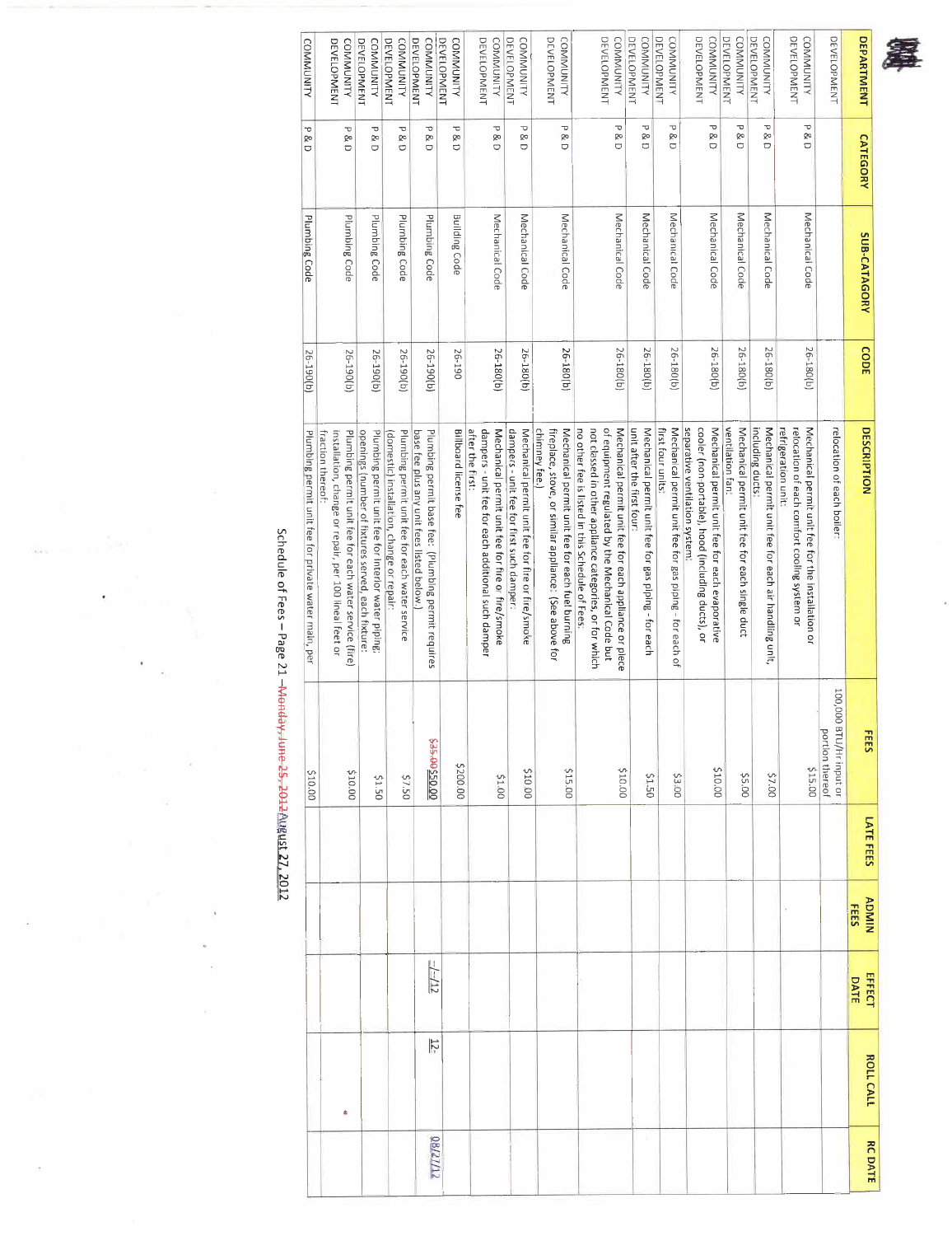| DEPARTMENT | CATEGORY | SUB-CATAGORY | CODE | DESCRIPTION | FEES | LATE FEES | ADMIN FEES | EFFECT DATE | ROLL CALL | RC DATE |
|---|---|---|---|---|---|---|---|---|---|---|
| DEVELOPMENT | | | | relocation of each boiler: | 100,000 BTU/Hr input or portion thereof | | | | | |
| COMMUNITY DEVELOPMENT | P & D | Mechanical Code | 26-180(b) | Mechanical permit unit fee for the installation or relocation of each comfort cooling system or refrigeration unit: | $15.00 | | | | | |
| COMMUNITY DEVELOPMENT | P & D | Mechanical Code | 26-180(b) | Mechanical permit unit fee for each air handling unit, including ducts: | $7.00 | | | | | |
| COMMUNITY DEVELOPMENT | P & D | Mechanical Code | 26-180(b) | Mechanical permit unit fee for each single duct ventilation fan: | $5.00 | | | | | |
| COMMUNITY DEVELOPMENT | P & D | Mechanical Code | 26-180(b) | Mechanical permit unit fee for each evaporative cooler (non portable), hood (including ducts), or separative ventilation system: | $10.00 | | | | | |
| COMMUNITY DEVELOPMENT | P & D | Mechanical Code | 26-180(b) | Mechanical permit unit fee for gas piping - for each of first four units: | $3.00 | | | | | |
| COMMUNITY DEVELOPMENT | P & D | Mechanical Code | 26-180(b) | Mechanical permit unit fee for gas piping - for each unit after the first four: | $1.50 | | | | | |
| COMMUNITY DEVELOPMENT | P & D | Mechanical Code | 26-180(b) | Mechanical permit unit fee for each appliance or piece of equipment regulated by the Mechanical Code but not classed in other appliance categories, or for which no other fee is listed in this Schedule of Fees: | $10.00 | | | | | |
| COMMUNITY DEVELOPMENT | P & D | Mechanical Code | 26-180(b) | Mechanical permit unit fee for each fuel burning fireplace, stove, or similar appliance: (See above for chimney fee.) | $15.00 | | | | | |
| COMMUNITY DEVELOPMENT | P & D | Mechanical Code | 26-180(b) | Mechanical permit unit fee for fire or fire/smoke dampers - unit fee for first such damper: | $10.00 | | | | | |
| COMMUNITY DEVELOPMENT | P & D | Mechanical Code | 26-180(b) | Mechanical permit unit fee for fire or fire/smoke dampers - unit fee for each additional such damper after the first: | $1.00 | | | | | |
| COMMUNITY DEVELOPMENT | P & D | Building Code | 26-190 | Billboard license fee | $200.00 | | | | | |
| COMMUNITY DEVELOPMENT | P & D | Plumbing Code | 26-190(b) | Plumbing permit base fee: (Plumbing permit requires base fee plus any unit fees listed below.) | ~~$35.00~~$50.00 | | | _-/-/12_ | 12- | 08/27/12 |
| COMMUNITY DEVELOPMENT | P & D | Plumbing Code | 26-190(b) | Plumbing permit unit fee for each water service (domestic) installation, change or repair: | $7.50 | | | | | |
| COMMUNITY DEVELOPMENT | P & D | Plumbing Code | 26-190(b) | Plumbing permit unit fee for interior water piping: openings (number of fixtures served, each fixture: | $1.50 | | | | | |
| COMMUNITY DEVELOPMENT | P & D | Plumbing Code | 26-190(b) | Plumbing permit unit fee for each water service (fire) installation, change or repair, per 100 lineal feet or fraction thereof: | $10.00 | | | | | |
| COMMUNITY | P & D | Plumbing Code | 26-190(b) | Plumbing permit unit fee for private water main, per | $10.00 | | | | | |

Schedule of Fees – Page 21 – ~~Monday, June 25, 2012~~ August 27, 2012